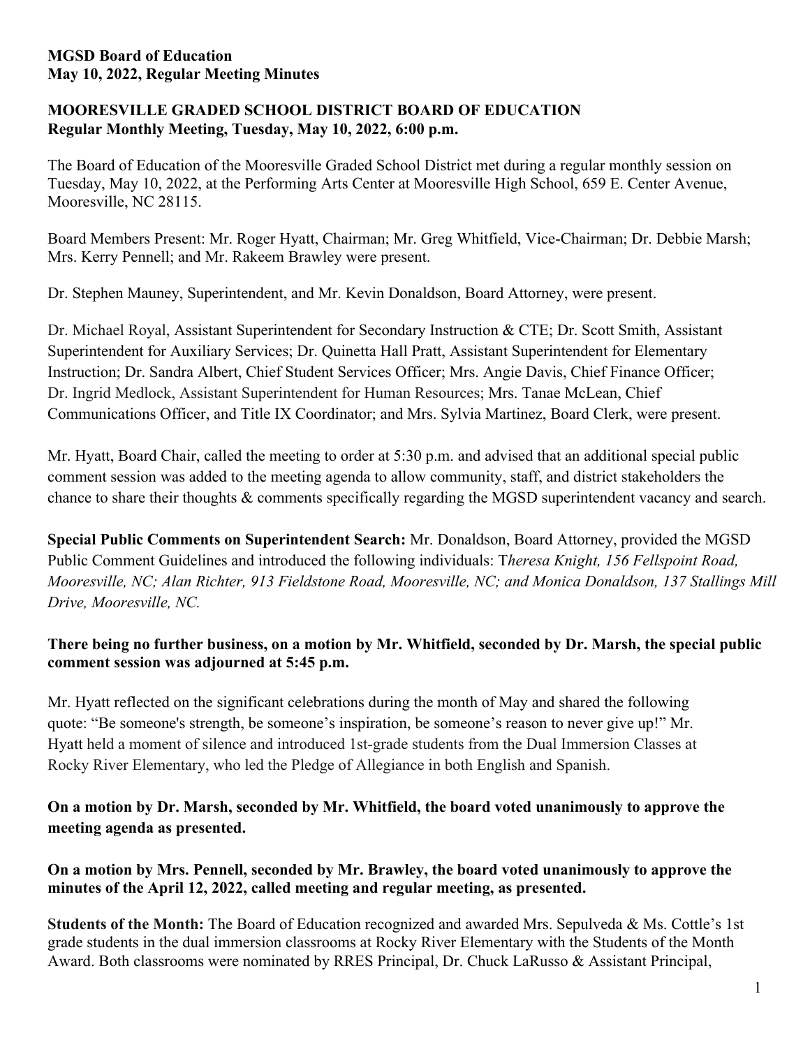**MGSD Board of Education**
**May 10, 2022, Regular Meeting Minutes**

**MOORESVILLE GRADED SCHOOL DISTRICT BOARD OF EDUCATION**
**Regular Monthly Meeting, Tuesday, May 10, 2022, 6:00 p.m.**

The Board of Education of the Mooresville Graded School District met during a regular monthly session on Tuesday, May 10, 2022, at the Performing Arts Center at Mooresville High School, 659 E. Center Avenue, Mooresville, NC 28115.

Board Members Present: Mr. Roger Hyatt, Chairman; Mr. Greg Whitfield, Vice-Chairman; Dr. Debbie Marsh; Mrs. Kerry Pennell; and Mr. Rakeem Brawley were present.

Dr. Stephen Mauney, Superintendent, and Mr. Kevin Donaldson, Board Attorney, were present.

Dr. Michael Royal, Assistant Superintendent for Secondary Instruction & CTE; Dr. Scott Smith, Assistant Superintendent for Auxiliary Services; Dr. Quinetta Hall Pratt, Assistant Superintendent for Elementary Instruction; Dr. Sandra Albert, Chief Student Services Officer; Mrs. Angie Davis, Chief Finance Officer; Dr. Ingrid Medlock, Assistant Superintendent for Human Resources; Mrs. Tanae McLean, Chief Communications Officer, and Title IX Coordinator; and Mrs. Sylvia Martinez, Board Clerk, were present.

Mr. Hyatt, Board Chair, called the meeting to order at 5:30 p.m. and advised that an additional special public comment session was added to the meeting agenda to allow community, staff, and district stakeholders the chance to share their thoughts & comments specifically regarding the MGSD superintendent vacancy and search.

**Special Public Comments on Superintendent Search:** Mr. Donaldson, Board Attorney, provided the MGSD Public Comment Guidelines and introduced the following individuals: T*heresa Knight, 156 Fellspoint Road, Mooresville, NC; Alan Richter, 913 Fieldstone Road, Mooresville, NC; and Monica Donaldson, 137 Stallings Mill Drive, Mooresville, NC.*

**There being no further business, on a motion by Mr. Whitfield, seconded by Dr. Marsh, the special public comment session was adjourned at 5:45 p.m.**

Mr. Hyatt reflected on the significant celebrations during the month of May and shared the following quote: "Be someone's strength, be someone's inspiration, be someone's reason to never give up!" Mr. Hyatt held a moment of silence and introduced 1st-grade students from the Dual Immersion Classes at Rocky River Elementary, who led the Pledge of Allegiance in both English and Spanish.

**On a motion by Dr. Marsh, seconded by Mr. Whitfield, the board voted unanimously to approve the meeting agenda as presented.**

**On a motion by Mrs. Pennell, seconded by Mr. Brawley, the board voted unanimously to approve the minutes of the April 12, 2022, called meeting and regular meeting, as presented.**

**Students of the Month:** The Board of Education recognized and awarded Mrs. Sepulveda & Ms. Cottle's 1st grade students in the dual immersion classrooms at Rocky River Elementary with the Students of the Month Award. Both classrooms were nominated by RRES Principal, Dr. Chuck LaRusso & Assistant Principal,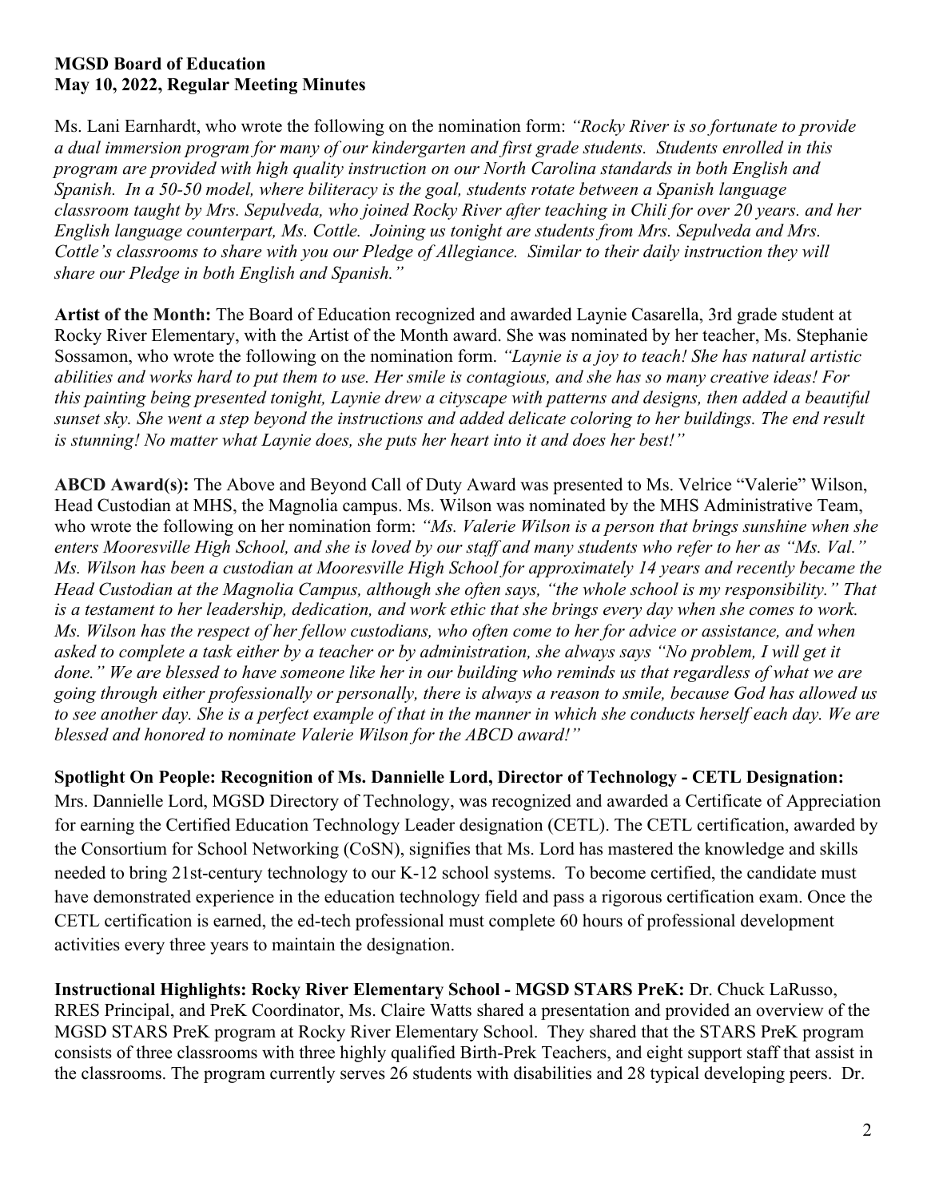**MGSD Board of Education**
**May 10, 2022, Regular Meeting Minutes**

Ms. Lani Earnhardt, who wrote the following on the nomination form: *"Rocky River is so fortunate to provide a dual immersion program for many of our kindergarten and first grade students. Students enrolled in this program are provided with high quality instruction on our North Carolina standards in both English and Spanish. In a 50-50 model, where biliteracy is the goal, students rotate between a Spanish language classroom taught by Mrs. Sepulveda, who joined Rocky River after teaching in Chili for over 20 years. and her English language counterpart, Ms. Cottle. Joining us tonight are students from Mrs. Sepulveda and Mrs. Cottle's classrooms to share with you our Pledge of Allegiance. Similar to their daily instruction they will share our Pledge in both English and Spanish."*

**Artist of the Month:** The Board of Education recognized and awarded Laynie Casarella, 3rd grade student at Rocky River Elementary, with the Artist of the Month award. She was nominated by her teacher, Ms. Stephanie Sossamon, who wrote the following on the nomination form. *"Laynie is a joy to teach! She has natural artistic abilities and works hard to put them to use. Her smile is contagious, and she has so many creative ideas! For this painting being presented tonight, Laynie drew a cityscape with patterns and designs, then added a beautiful sunset sky. She went a step beyond the instructions and added delicate coloring to her buildings. The end result is stunning! No matter what Laynie does, she puts her heart into it and does her best!"*

**ABCD Award(s):** The Above and Beyond Call of Duty Award was presented to Ms. Velrice "Valerie" Wilson, Head Custodian at MHS, the Magnolia campus. Ms. Wilson was nominated by the MHS Administrative Team, who wrote the following on her nomination form: *"Ms. Valerie Wilson is a person that brings sunshine when she enters Mooresville High School, and she is loved by our staff and many students who refer to her as "Ms. Val." Ms. Wilson has been a custodian at Mooresville High School for approximately 14 years and recently became the Head Custodian at the Magnolia Campus, although she often says, "the whole school is my responsibility." That is a testament to her leadership, dedication, and work ethic that she brings every day when she comes to work. Ms. Wilson has the respect of her fellow custodians, who often come to her for advice or assistance, and when asked to complete a task either by a teacher or by administration, she always says "No problem, I will get it done." We are blessed to have someone like her in our building who reminds us that regardless of what we are going through either professionally or personally, there is always a reason to smile, because God has allowed us to see another day. She is a perfect example of that in the manner in which she conducts herself each day. We are blessed and honored to nominate Valerie Wilson for the ABCD award!"*

**Spotlight On People: Recognition of Ms. Dannielle Lord, Director of Technology - CETL Designation:** Mrs. Dannielle Lord, MGSD Directory of Technology, was recognized and awarded a Certificate of Appreciation for earning the Certified Education Technology Leader designation (CETL). The CETL certification, awarded by the Consortium for School Networking (CoSN), signifies that Ms. Lord has mastered the knowledge and skills needed to bring 21st-century technology to our K-12 school systems. To become certified, the candidate must have demonstrated experience in the education technology field and pass a rigorous certification exam. Once the CETL certification is earned, the ed-tech professional must complete 60 hours of professional development activities every three years to maintain the designation.

**Instructional Highlights: Rocky River Elementary School - MGSD STARS PreK:** Dr. Chuck LaRusso, RRES Principal, and PreK Coordinator, Ms. Claire Watts shared a presentation and provided an overview of the MGSD STARS PreK program at Rocky River Elementary School. They shared that the STARS PreK program consists of three classrooms with three highly qualified Birth-Prek Teachers, and eight support staff that assist in the classrooms. The program currently serves 26 students with disabilities and 28 typical developing peers. Dr.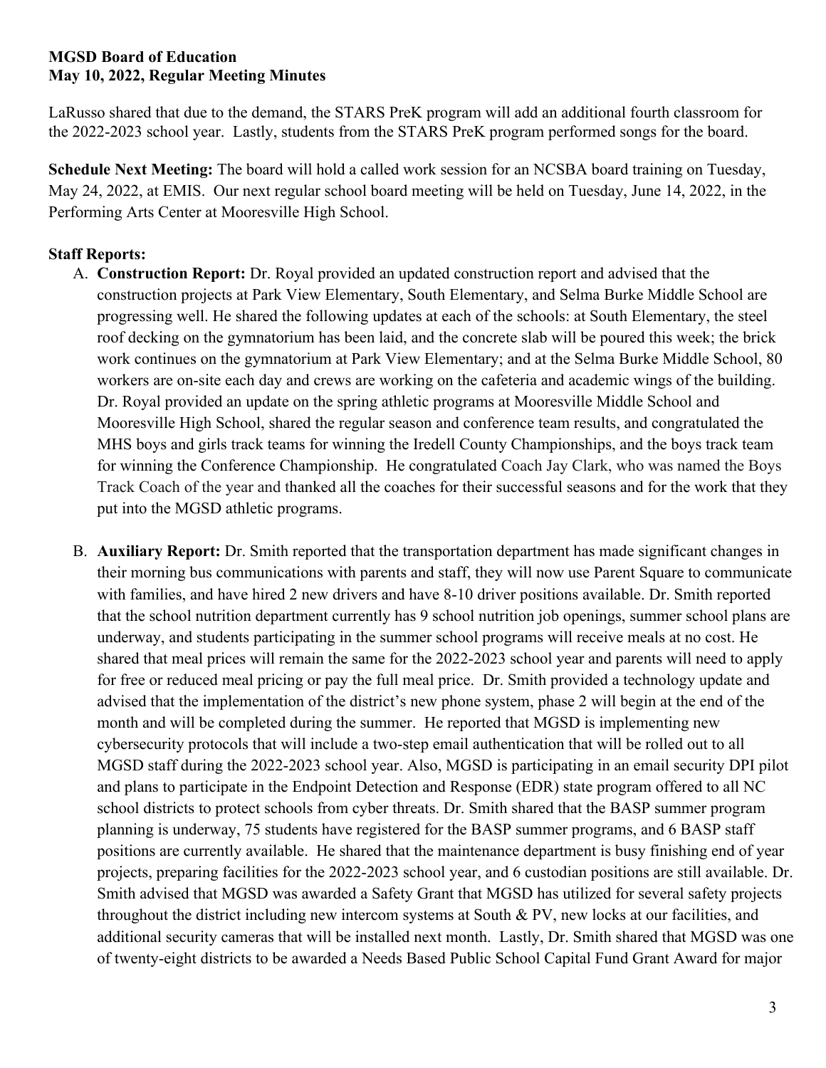LaRusso shared that due to the demand, the STARS PreK program will add an additional fourth classroom for the 2022-2023 school year. Lastly, students from the STARS PreK program performed songs for the board.

**Schedule Next Meeting:** The board will hold a called work session for an NCSBA board training on Tuesday, May 24, 2022, at EMIS. Our next regular school board meeting will be held on Tuesday, June 14, 2022, in the Performing Arts Center at Mooresville High School.

**Staff Reports:**

A. **Construction Report:** Dr. Royal provided an updated construction report and advised that the construction projects at Park View Elementary, South Elementary, and Selma Burke Middle School are progressing well. He shared the following updates at each of the schools: at South Elementary, the steel roof decking on the gymnatorium has been laid, and the concrete slab will be poured this week; the brick work continues on the gymnatorium at Park View Elementary; and at the Selma Burke Middle School, 80 workers are on-site each day and crews are working on the cafeteria and academic wings of the building. Dr. Royal provided an update on the spring athletic programs at Mooresville Middle School and Mooresville High School, shared the regular season and conference team results, and congratulated the MHS boys and girls track teams for winning the Iredell County Championships, and the boys track team for winning the Conference Championship. He congratulated Coach Jay Clark, who was named the Boys Track Coach of the year and thanked all the coaches for their successful seasons and for the work that they put into the MGSD athletic programs.

B. **Auxiliary Report:** Dr. Smith reported that the transportation department has made significant changes in their morning bus communications with parents and staff, they will now use Parent Square to communicate with families, and have hired 2 new drivers and have 8-10 driver positions available. Dr. Smith reported that the school nutrition department currently has 9 school nutrition job openings, summer school plans are underway, and students participating in the summer school programs will receive meals at no cost. He shared that meal prices will remain the same for the 2022-2023 school year and parents will need to apply for free or reduced meal pricing or pay the full meal price. Dr. Smith provided a technology update and advised that the implementation of the district's new phone system, phase 2 will begin at the end of the month and will be completed during the summer. He reported that MGSD is implementing new cybersecurity protocols that will include a two-step email authentication that will be rolled out to all MGSD staff during the 2022-2023 school year. Also, MGSD is participating in an email security DPI pilot and plans to participate in the Endpoint Detection and Response (EDR) state program offered to all NC school districts to protect schools from cyber threats. Dr. Smith shared that the BASP summer program planning is underway, 75 students have registered for the BASP summer programs, and 6 BASP staff positions are currently available. He shared that the maintenance department is busy finishing end of year projects, preparing facilities for the 2022-2023 school year, and 6 custodian positions are still available. Dr. Smith advised that MGSD was awarded a Safety Grant that MGSD has utilized for several safety projects throughout the district including new intercom systems at South & PV, new locks at our facilities, and additional security cameras that will be installed next month. Lastly, Dr. Smith shared that MGSD was one of twenty-eight districts to be awarded a Needs Based Public School Capital Fund Grant Award for major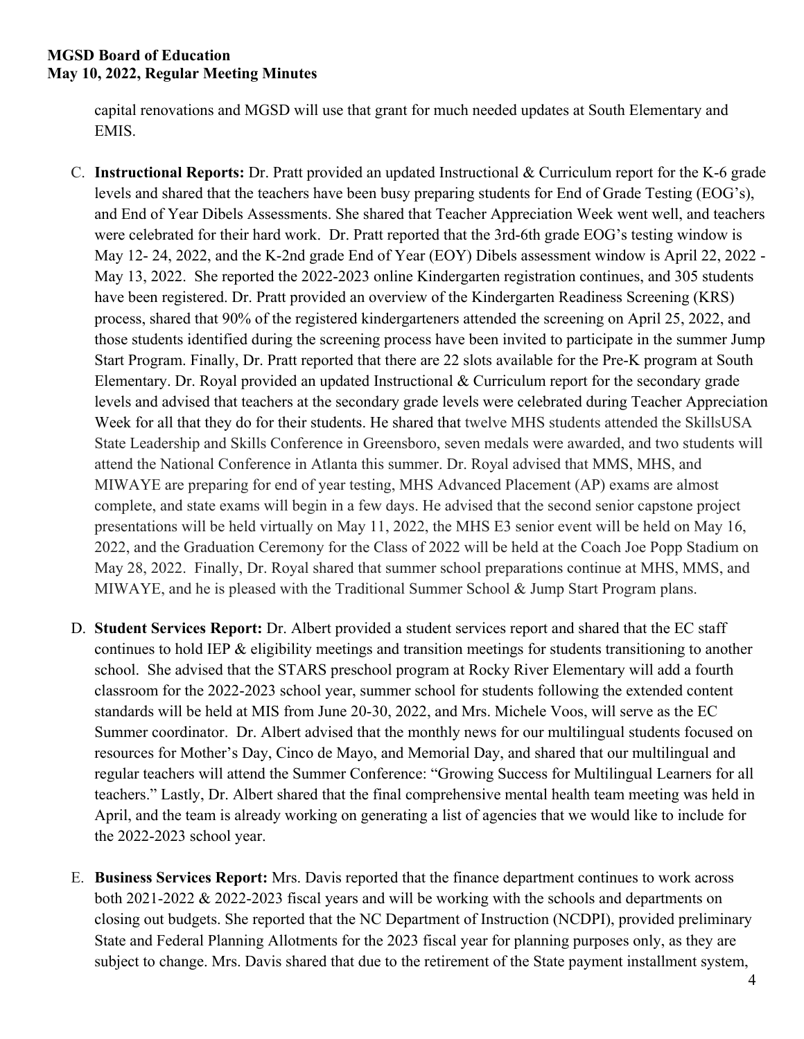capital renovations and MGSD will use that grant for much needed updates at South Elementary and EMIS.

C. **Instructional Reports:** Dr. Pratt provided an updated Instructional & Curriculum report for the K-6 grade levels and shared that the teachers have been busy preparing students for End of Grade Testing (EOG's), and End of Year Dibels Assessments. She shared that Teacher Appreciation Week went well, and teachers were celebrated for their hard work. Dr. Pratt reported that the 3rd-6th grade EOG's testing window is May 12- 24, 2022, and the K-2nd grade End of Year (EOY) Dibels assessment window is April 22, 2022 - May 13, 2022. She reported the 2022-2023 online Kindergarten registration continues, and 305 students have been registered. Dr. Pratt provided an overview of the Kindergarten Readiness Screening (KRS) process, shared that 90% of the registered kindergarteners attended the screening on April 25, 2022, and those students identified during the screening process have been invited to participate in the summer Jump Start Program. Finally, Dr. Pratt reported that there are 22 slots available for the Pre-K program at South Elementary. Dr. Royal provided an updated Instructional & Curriculum report for the secondary grade levels and advised that teachers at the secondary grade levels were celebrated during Teacher Appreciation Week for all that they do for their students. He shared that twelve MHS students attended the SkillsUSA State Leadership and Skills Conference in Greensboro, seven medals were awarded, and two students will attend the National Conference in Atlanta this summer. Dr. Royal advised that MMS, MHS, and MIWAYE are preparing for end of year testing, MHS Advanced Placement (AP) exams are almost complete, and state exams will begin in a few days. He advised that the second senior capstone project presentations will be held virtually on May 11, 2022, the MHS E3 senior event will be held on May 16, 2022, and the Graduation Ceremony for the Class of 2022 will be held at the Coach Joe Popp Stadium on May 28, 2022. Finally, Dr. Royal shared that summer school preparations continue at MHS, MMS, and MIWAYE, and he is pleased with the Traditional Summer School & Jump Start Program plans.

D. **Student Services Report:** Dr. Albert provided a student services report and shared that the EC staff continues to hold IEP & eligibility meetings and transition meetings for students transitioning to another school. She advised that the STARS preschool program at Rocky River Elementary will add a fourth classroom for the 2022-2023 school year, summer school for students following the extended content standards will be held at MIS from June 20-30, 2022, and Mrs. Michele Voos, will serve as the EC Summer coordinator. Dr. Albert advised that the monthly news for our multilingual students focused on resources for Mother's Day, Cinco de Mayo, and Memorial Day, and shared that our multilingual and regular teachers will attend the Summer Conference: "Growing Success for Multilingual Learners for all teachers." Lastly, Dr. Albert shared that the final comprehensive mental health team meeting was held in April, and the team is already working on generating a list of agencies that we would like to include for the 2022-2023 school year.

E. **Business Services Report:** Mrs. Davis reported that the finance department continues to work across both 2021-2022 & 2022-2023 fiscal years and will be working with the schools and departments on closing out budgets. She reported that the NC Department of Instruction (NCDPI), provided preliminary State and Federal Planning Allotments for the 2023 fiscal year for planning purposes only, as they are subject to change. Mrs. Davis shared that due to the retirement of the State payment installment system,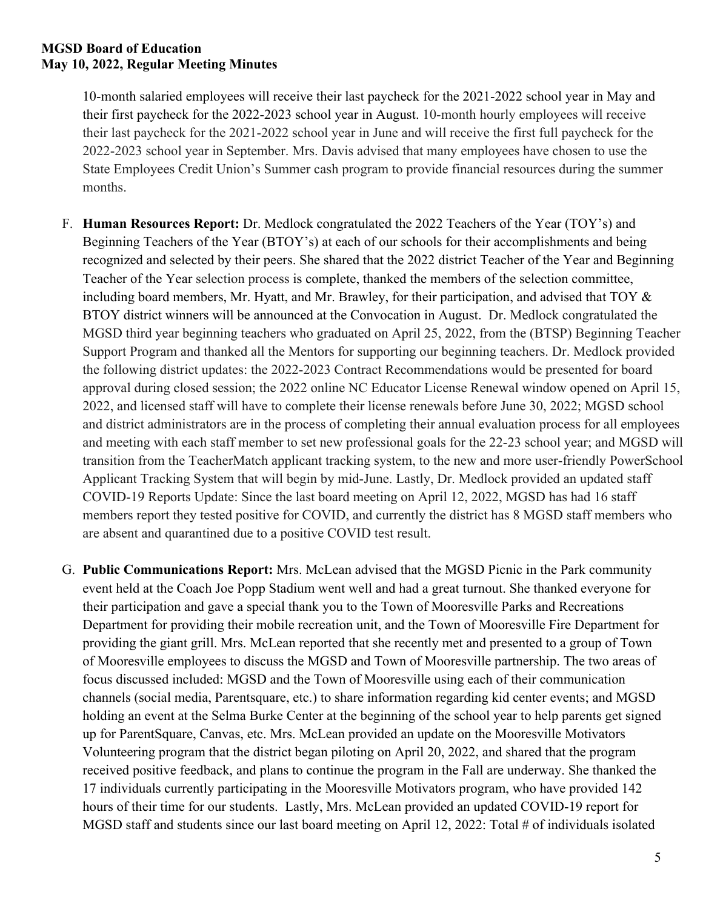10-month salaried employees will receive their last paycheck for the 2021-2022 school year in May and their first paycheck for the 2022-2023 school year in August. 10-month hourly employees will receive their last paycheck for the 2021-2022 school year in June and will receive the first full paycheck for the 2022-2023 school year in September. Mrs. Davis advised that many employees have chosen to use the State Employees Credit Union's Summer cash program to provide financial resources during the summer months.

F. **Human Resources Report:** Dr. Medlock congratulated the 2022 Teachers of the Year (TOY's) and Beginning Teachers of the Year (BTOY's) at each of our schools for their accomplishments and being recognized and selected by their peers. She shared that the 2022 district Teacher of the Year and Beginning Teacher of the Year selection process is complete, thanked the members of the selection committee, including board members, Mr. Hyatt, and Mr. Brawley, for their participation, and advised that TOY & BTOY district winners will be announced at the Convocation in August. Dr. Medlock congratulated the MGSD third year beginning teachers who graduated on April 25, 2022, from the (BTSP) Beginning Teacher Support Program and thanked all the Mentors for supporting our beginning teachers. Dr. Medlock provided the following district updates: the 2022-2023 Contract Recommendations would be presented for board approval during closed session; the 2022 online NC Educator License Renewal window opened on April 15, 2022, and licensed staff will have to complete their license renewals before June 30, 2022; MGSD school and district administrators are in the process of completing their annual evaluation process for all employees and meeting with each staff member to set new professional goals for the 22-23 school year; and MGSD will transition from the TeacherMatch applicant tracking system, to the new and more user-friendly PowerSchool Applicant Tracking System that will begin by mid-June. Lastly, Dr. Medlock provided an updated staff COVID-19 Reports Update: Since the last board meeting on April 12, 2022, MGSD has had 16 staff members report they tested positive for COVID, and currently the district has 8 MGSD staff members who are absent and quarantined due to a positive COVID test result.

G. **Public Communications Report:** Mrs. McLean advised that the MGSD Picnic in the Park community event held at the Coach Joe Popp Stadium went well and had a great turnout. She thanked everyone for their participation and gave a special thank you to the Town of Mooresville Parks and Recreations Department for providing their mobile recreation unit, and the Town of Mooresville Fire Department for providing the giant grill. Mrs. McLean reported that she recently met and presented to a group of Town of Mooresville employees to discuss the MGSD and Town of Mooresville partnership. The two areas of focus discussed included: MGSD and the Town of Mooresville using each of their communication channels (social media, Parentsquare, etc.) to share information regarding kid center events; and MGSD holding an event at the Selma Burke Center at the beginning of the school year to help parents get signed up for ParentSquare, Canvas, etc. Mrs. McLean provided an update on the Mooresville Motivators Volunteering program that the district began piloting on April 20, 2022, and shared that the program received positive feedback, and plans to continue the program in the Fall are underway. She thanked the 17 individuals currently participating in the Mooresville Motivators program, who have provided 142 hours of their time for our students. Lastly, Mrs. McLean provided an updated COVID-19 report for MGSD staff and students since our last board meeting on April 12, 2022: Total # of individuals isolated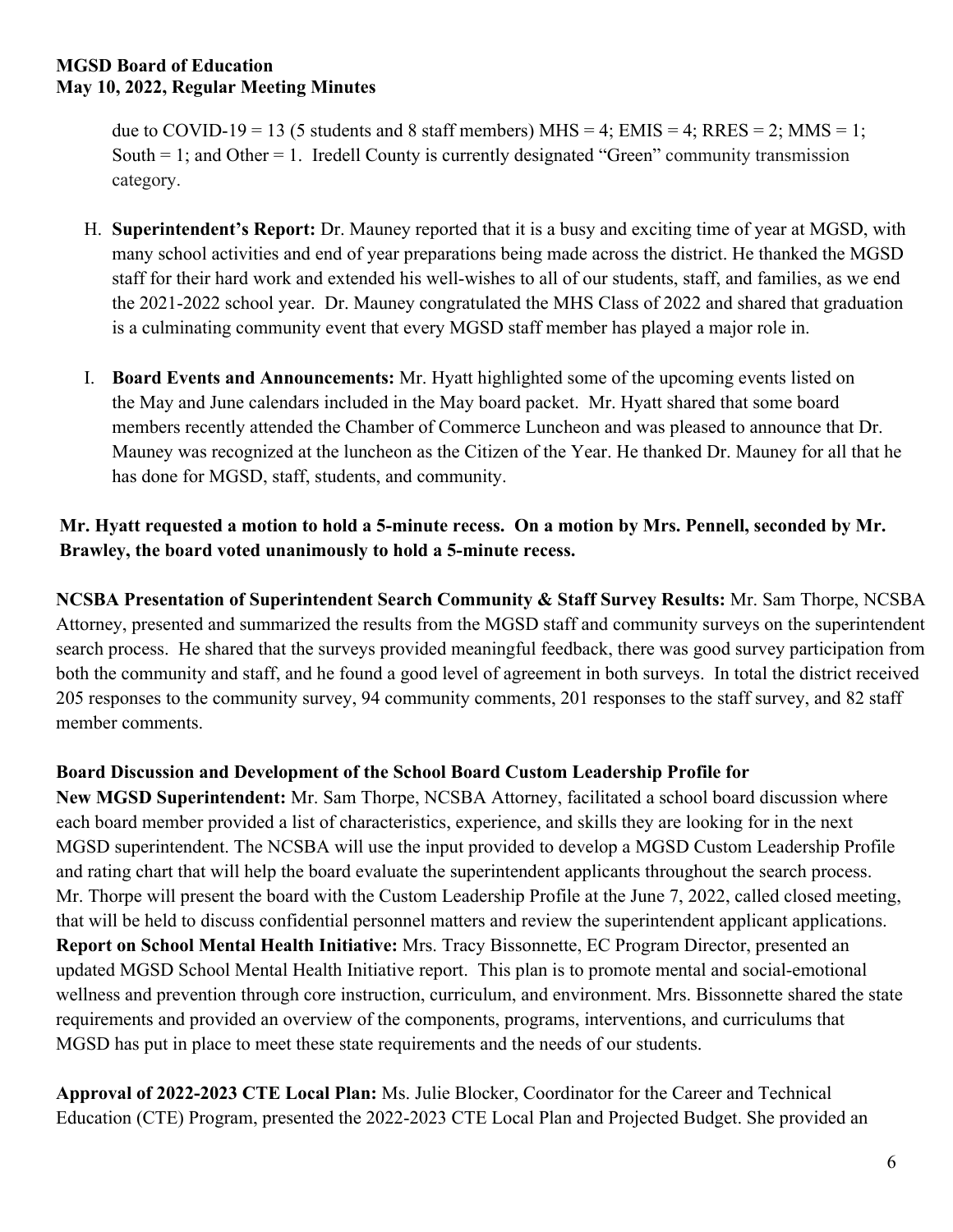due to COVID-19 = 13 (5 students and 8 staff members) MHS = 4; EMIS = 4; RRES = 2; MMS = 1; South = 1; and Other = 1. Iredell County is currently designated "Green" community transmission category.

H. **Superintendent's Report:** Dr. Mauney reported that it is a busy and exciting time of year at MGSD, with many school activities and end of year preparations being made across the district. He thanked the MGSD staff for their hard work and extended his well-wishes to all of our students, staff, and families, as we end the 2021-2022 school year. Dr. Mauney congratulated the MHS Class of 2022 and shared that graduation is a culminating community event that every MGSD staff member has played a major role in.

I. **Board Events and Announcements:** Mr. Hyatt highlighted some of the upcoming events listed on the May and June calendars included in the May board packet. Mr. Hyatt shared that some board members recently attended the Chamber of Commerce Luncheon and was pleased to announce that Dr. Mauney was recognized at the luncheon as the Citizen of the Year. He thanked Dr. Mauney for all that he has done for MGSD, staff, students, and community.

**Mr. Hyatt requested a motion to hold a 5-minute recess. On a motion by Mrs. Pennell, seconded by Mr. Brawley, the board voted unanimously to hold a 5-minute recess.**

**NCSBA Presentation of Superintendent Search Community & Staff Survey Results:** Mr. Sam Thorpe, NCSBA Attorney, presented and summarized the results from the MGSD staff and community surveys on the superintendent search process. He shared that the surveys provided meaningful feedback, there was good survey participation from both the community and staff, and he found a good level of agreement in both surveys. In total the district received 205 responses to the community survey, 94 community comments, 201 responses to the staff survey, and 82 staff member comments.

**Board Discussion and Development of the School Board Custom Leadership Profile for New MGSD Superintendent:** Mr. Sam Thorpe, NCSBA Attorney, facilitated a school board discussion where each board member provided a list of characteristics, experience, and skills they are looking for in the next MGSD superintendent. The NCSBA will use the input provided to develop a MGSD Custom Leadership Profile and rating chart that will help the board evaluate the superintendent applicants throughout the search process. Mr. Thorpe will present the board with the Custom Leadership Profile at the June 7, 2022, called closed meeting, that will be held to discuss confidential personnel matters and review the superintendent applicant applications.

**Report on School Mental Health Initiative:** Mrs. Tracy Bissonnette, EC Program Director, presented an updated MGSD School Mental Health Initiative report. This plan is to promote mental and social-emotional wellness and prevention through core instruction, curriculum, and environment. Mrs. Bissonnette shared the state requirements and provided an overview of the components, programs, interventions, and curriculums that MGSD has put in place to meet these state requirements and the needs of our students.

**Approval of 2022-2023 CTE Local Plan:** Ms. Julie Blocker, Coordinator for the Career and Technical Education (CTE) Program, presented the 2022-2023 CTE Local Plan and Projected Budget. She provided an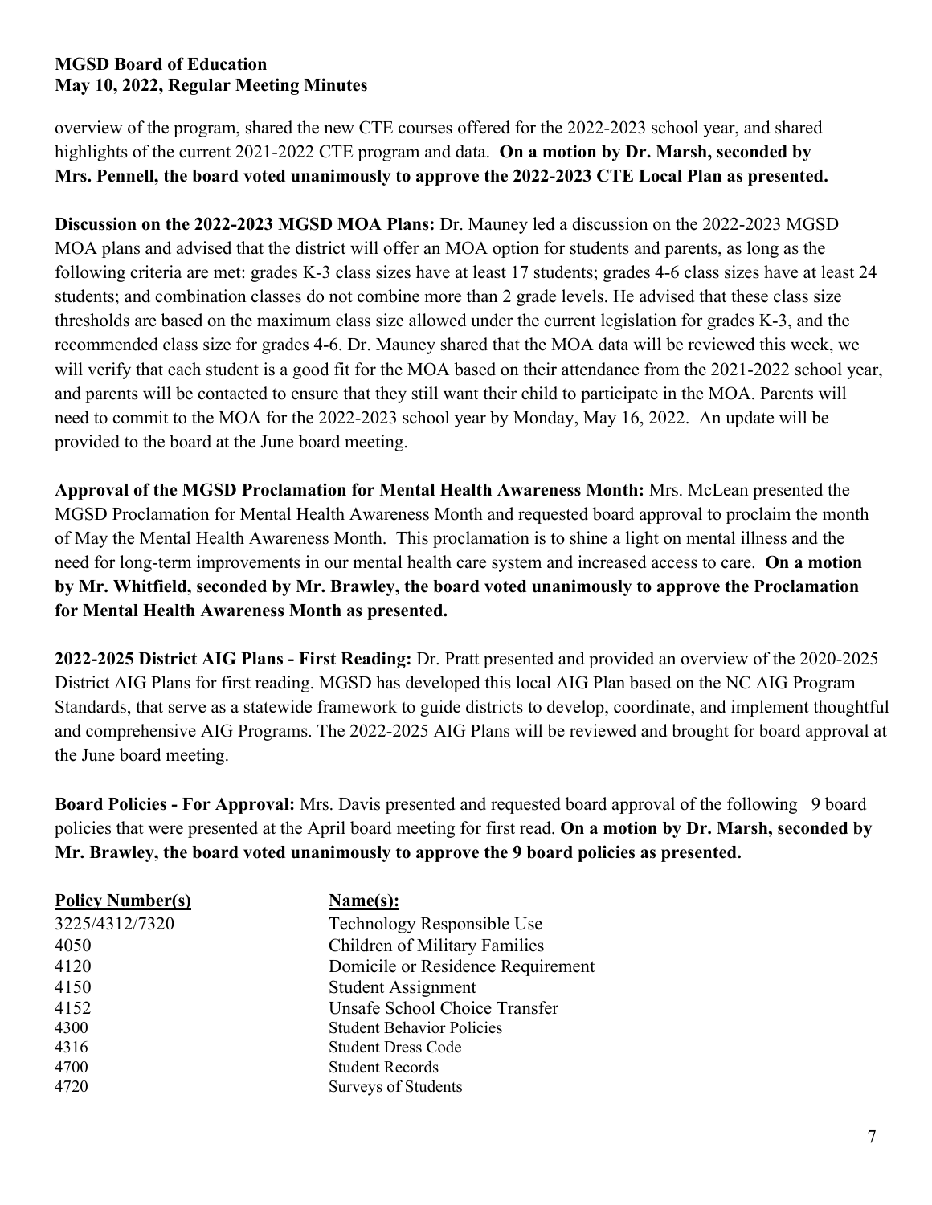overview of the program, shared the new CTE courses offered for the 2022-2023 school year, and shared highlights of the current 2021-2022 CTE program and data. **On a motion by Dr. Marsh, seconded by Mrs. Pennell, the board voted unanimously to approve the 2022-2023 CTE Local Plan as presented.**

**Discussion on the 2022-2023 MGSD MOA Plans:** Dr. Mauney led a discussion on the 2022-2023 MGSD MOA plans and advised that the district will offer an MOA option for students and parents, as long as the following criteria are met: grades K-3 class sizes have at least 17 students; grades 4-6 class sizes have at least 24 students; and combination classes do not combine more than 2 grade levels. He advised that these class size thresholds are based on the maximum class size allowed under the current legislation for grades K-3, and the recommended class size for grades 4-6. Dr. Mauney shared that the MOA data will be reviewed this week, we will verify that each student is a good fit for the MOA based on their attendance from the 2021-2022 school year, and parents will be contacted to ensure that they still want their child to participate in the MOA. Parents will need to commit to the MOA for the 2022-2023 school year by Monday, May 16, 2022. An update will be provided to the board at the June board meeting.

**Approval of the MGSD Proclamation for Mental Health Awareness Month:** Mrs. McLean presented the MGSD Proclamation for Mental Health Awareness Month and requested board approval to proclaim the month of May the Mental Health Awareness Month. This proclamation is to shine a light on mental illness and the need for long-term improvements in our mental health care system and increased access to care. **On a motion by Mr. Whitfield, seconded by Mr. Brawley, the board voted unanimously to approve the Proclamation for Mental Health Awareness Month as presented.**

**2022-2025 District AIG Plans - First Reading:** Dr. Pratt presented and provided an overview of the 2020-2025 District AIG Plans for first reading. MGSD has developed this local AIG Plan based on the NC AIG Program Standards, that serve as a statewide framework to guide districts to develop, coordinate, and implement thoughtful and comprehensive AIG Programs. The 2022-2025 AIG Plans will be reviewed and brought for board approval at the June board meeting.

**Board Policies - For Approval:** Mrs. Davis presented and requested board approval of the following 9 board policies that were presented at the April board meeting for first read. **On a motion by Dr. Marsh, seconded by Mr. Brawley, the board voted unanimously to approve the 9 board policies as presented.**

| Policy Number(s) | Name(s): |
|---|---|
| 3225/4312/7320 | Technology Responsible Use |
| 4050 | Children of Military Families |
| 4120 | Domicile or Residence Requirement |
| 4150 | Student Assignment |
| 4152 | Unsafe School Choice Transfer |
| 4300 | Student Behavior Policies |
| 4316 | Student Dress Code |
| 4700 | Student Records |
| 4720 | Surveys of Students |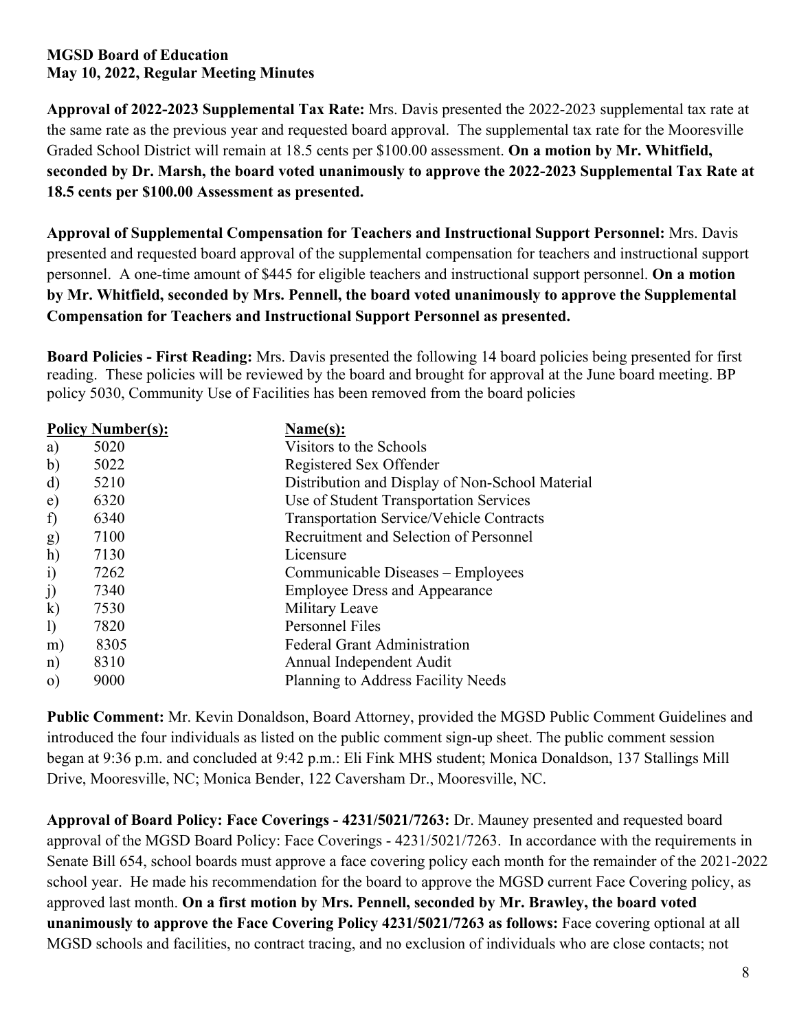**MGSD Board of Education**
**May 10, 2022, Regular Meeting Minutes**

**Approval of 2022-2023 Supplemental Tax Rate:** Mrs. Davis presented the 2022-2023 supplemental tax rate at the same rate as the previous year and requested board approval. The supplemental tax rate for the Mooresville Graded School District will remain at 18.5 cents per $100.00 assessment. **On a motion by Mr. Whitfield, seconded by Dr. Marsh, the board voted unanimously to approve the 2022-2023 Supplemental Tax Rate at 18.5 cents per $100.00 Assessment as presented.**

**Approval of Supplemental Compensation for Teachers and Instructional Support Personnel:** Mrs. Davis presented and requested board approval of the supplemental compensation for teachers and instructional support personnel. A one-time amount of $445 for eligible teachers and instructional support personnel. **On a motion by Mr. Whitfield, seconded by Mrs. Pennell, the board voted unanimously to approve the Supplemental Compensation for Teachers and Instructional Support Personnel as presented.**

**Board Policies - First Reading:** Mrs. Davis presented the following 14 board policies being presented for first reading. These policies will be reviewed by the board and brought for approval at the June board meeting. BP policy 5030, Community Use of Facilities has been removed from the board policies

| | Policy Number(s): | Name(s): |
|---|---|---|
| a) | 5020 | Visitors to the Schools |
| b) | 5022 | Registered Sex Offender |
| d) | 5210 | Distribution and Display of Non-School Material |
| e) | 6320 | Use of Student Transportation Services |
| f) | 6340 | Transportation Service/Vehicle Contracts |
| g) | 7100 | Recruitment and Selection of Personnel |
| h) | 7130 | Licensure |
| i) | 7262 | Communicable Diseases – Employees |
| j) | 7340 | Employee Dress and Appearance |
| k) | 7530 | Military Leave |
| l) | 7820 | Personnel Files |
| m) | 8305 | Federal Grant Administration |
| n) | 8310 | Annual Independent Audit |
| o) | 9000 | Planning to Address Facility Needs |

**Public Comment:** Mr. Kevin Donaldson, Board Attorney, provided the MGSD Public Comment Guidelines and introduced the four individuals as listed on the public comment sign-up sheet. The public comment session began at 9:36 p.m. and concluded at 9:42 p.m.: Eli Fink MHS student; Monica Donaldson, 137 Stallings Mill Drive, Mooresville, NC; Monica Bender, 122 Caversham Dr., Mooresville, NC.

**Approval of Board Policy: Face Coverings - 4231/5021/7263:** Dr. Mauney presented and requested board approval of the MGSD Board Policy: Face Coverings - 4231/5021/7263. In accordance with the requirements in Senate Bill 654, school boards must approve a face covering policy each month for the remainder of the 2021-2022 school year. He made his recommendation for the board to approve the MGSD current Face Covering policy, as approved last month. **On a first motion by Mrs. Pennell, seconded by Mr. Brawley, the board voted unanimously to approve the Face Covering Policy 4231/5021/7263 as follows:** Face covering optional at all MGSD schools and facilities, no contract tracing, and no exclusion of individuals who are close contacts; not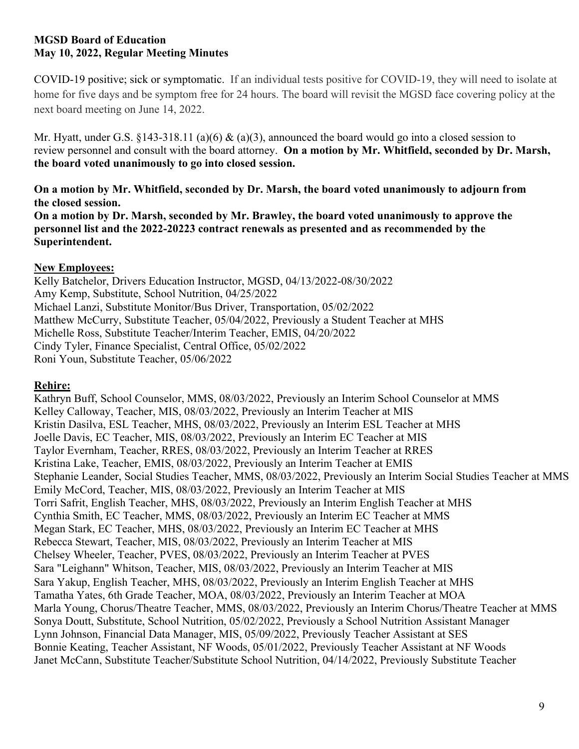**MGSD Board of Education**
**May 10, 2022, Regular Meeting Minutes**

COVID-19 positive; sick or symptomatic. If an individual tests positive for COVID-19, they will need to isolate at home for five days and be symptom free for 24 hours. The board will revisit the MGSD face covering policy at the next board meeting on June 14, 2022.

Mr. Hyatt, under G.S. §143-318.11 (a)(6) & (a)(3), announced the board would go into a closed session to review personnel and consult with the board attorney. **On a motion by Mr. Whitfield, seconded by Dr. Marsh, the board voted unanimously to go into closed session.**

**On a motion by Mr. Whitfield, seconded by Dr. Marsh, the board voted unanimously to adjourn from the closed session.**
**On a motion by Dr. Marsh, seconded by Mr. Brawley, the board voted unanimously to approve the personnel list and the 2022-20223 contract renewals as presented and as recommended by the Superintendent.**

**New Employees:**
Kelly Batchelor, Drivers Education Instructor, MGSD, 04/13/2022-08/30/2022
Amy Kemp, Substitute, School Nutrition, 04/25/2022
Michael Lanzi, Substitute Monitor/Bus Driver, Transportation, 05/02/2022
Matthew McCurry, Substitute Teacher, 05/04/2022, Previously a Student Teacher at MHS
Michelle Ross, Substitute Teacher/Interim Teacher, EMIS, 04/20/2022
Cindy Tyler, Finance Specialist, Central Office, 05/02/2022
Roni Youn, Substitute Teacher, 05/06/2022

**Rehire:**
Kathryn Buff, School Counselor, MMS, 08/03/2022, Previously an Interim School Counselor at MMS
Kelley Calloway, Teacher, MIS, 08/03/2022, Previously an Interim Teacher at MIS
Kristin Dasilva, ESL Teacher, MHS, 08/03/2022, Previously an Interim ESL Teacher at MHS
Joelle Davis, EC Teacher, MIS, 08/03/2022, Previously an Interim EC Teacher at MIS
Taylor Evernham, Teacher, RRES, 08/03/2022, Previously an Interim Teacher at RRES
Kristina Lake, Teacher, EMIS, 08/03/2022, Previously an Interim Teacher at EMIS
Stephanie Leander, Social Studies Teacher, MMS, 08/03/2022, Previously an Interim Social Studies Teacher at MMS
Emily McCord, Teacher, MIS, 08/03/2022, Previously an Interim Teacher at MIS
Torri Safrit, English Teacher, MHS, 08/03/2022, Previously an Interim English Teacher at MHS
Cynthia Smith, EC Teacher, MMS, 08/03/2022, Previously an Interim EC Teacher at MMS
Megan Stark, EC Teacher, MHS, 08/03/2022, Previously an Interim EC Teacher at MHS
Rebecca Stewart, Teacher, MIS, 08/03/2022, Previously an Interim Teacher at MIS
Chelsey Wheeler, Teacher, PVES, 08/03/2022, Previously an Interim Teacher at PVES
Sara "Leighann" Whitson, Teacher, MIS, 08/03/2022, Previously an Interim Teacher at MIS
Sara Yakup, English Teacher, MHS, 08/03/2022, Previously an Interim English Teacher at MHS
Tamatha Yates, 6th Grade Teacher, MOA, 08/03/2022, Previously an Interim Teacher at MOA
Marla Young, Chorus/Theatre Teacher, MMS, 08/03/2022, Previously an Interim Chorus/Theatre Teacher at MMS
Sonya Doutt, Substitute, School Nutrition, 05/02/2022, Previously a School Nutrition Assistant Manager
Lynn Johnson, Financial Data Manager, MIS, 05/09/2022, Previously Teacher Assistant at SES
Bonnie Keating, Teacher Assistant, NF Woods, 05/01/2022, Previously Teacher Assistant at NF Woods
Janet McCann, Substitute Teacher/Substitute School Nutrition, 04/14/2022, Previously Substitute Teacher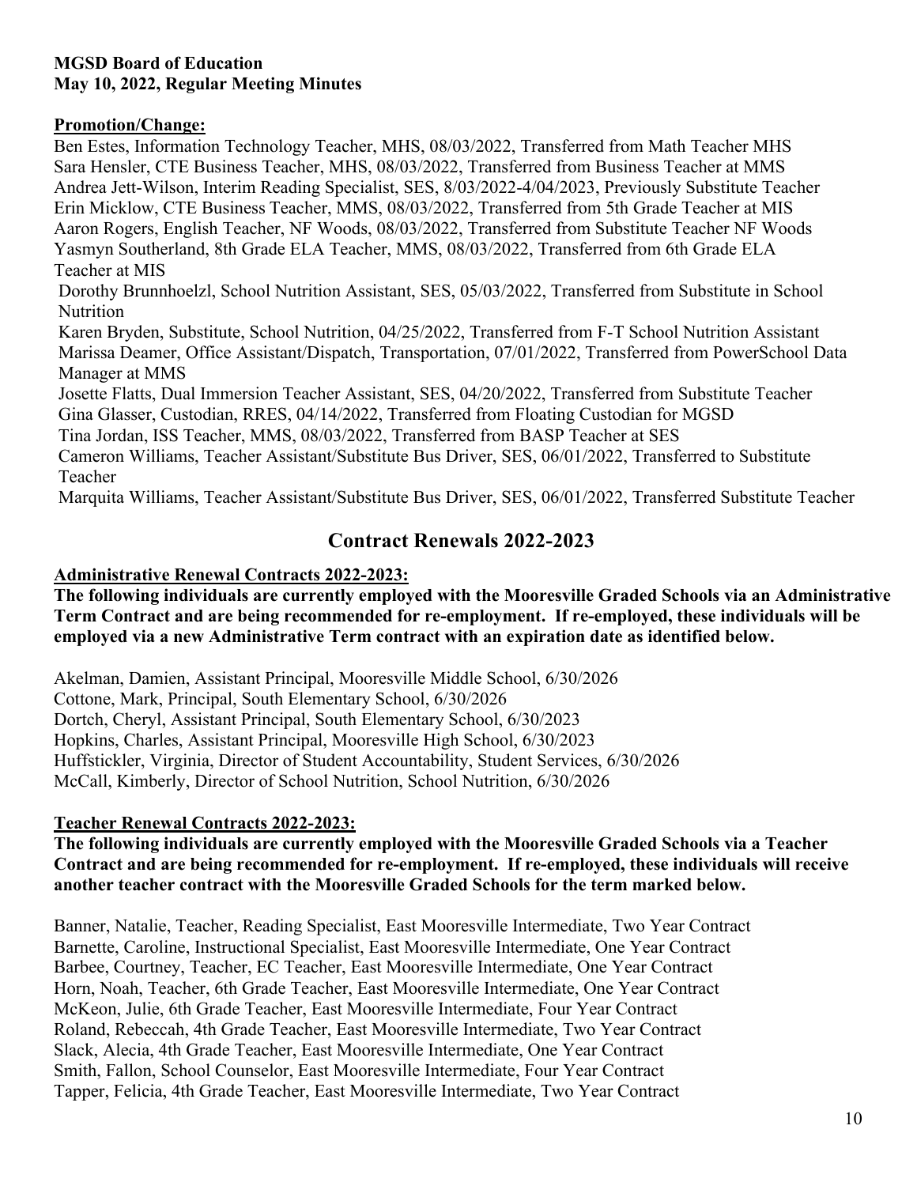**Promotion/Change:**

Ben Estes, Information Technology Teacher, MHS, 08/03/2022, Transferred from Math Teacher MHS
Sara Hensler, CTE Business Teacher, MHS, 08/03/2022, Transferred from Business Teacher at MMS
Andrea Jett-Wilson, Interim Reading Specialist, SES, 8/03/2022-4/04/2023, Previously Substitute Teacher
Erin Micklow, CTE Business Teacher, MMS, 08/03/2022, Transferred from 5th Grade Teacher at MIS
Aaron Rogers, English Teacher, NF Woods, 08/03/2022, Transferred from Substitute Teacher NF Woods
Yasmyn Southerland, 8th Grade ELA Teacher, MMS, 08/03/2022, Transferred from 6th Grade ELA Teacher at MIS
Dorothy Brunnhoelzl, School Nutrition Assistant, SES, 05/03/2022, Transferred from Substitute in School Nutrition
Karen Bryden, Substitute, School Nutrition, 04/25/2022, Transferred from F-T School Nutrition Assistant
Marissa Deamer, Office Assistant/Dispatch, Transportation, 07/01/2022, Transferred from PowerSchool Data Manager at MMS
Josette Flatts, Dual Immersion Teacher Assistant, SES, 04/20/2022, Transferred from Substitute Teacher
Gina Glasser, Custodian, RRES, 04/14/2022, Transferred from Floating Custodian for MGSD
Tina Jordan, ISS Teacher, MMS, 08/03/2022, Transferred from BASP Teacher at SES
Cameron Williams, Teacher Assistant/Substitute Bus Driver, SES, 06/01/2022, Transferred to Substitute Teacher
Marquita Williams, Teacher Assistant/Substitute Bus Driver, SES, 06/01/2022, Transferred Substitute Teacher

## Contract Renewals 2022-2023

**Administrative Renewal Contracts 2022-2023:**

**The following individuals are currently employed with the Mooresville Graded Schools via an Administrative Term Contract and are being recommended for re-employment. If re-employed, these individuals will be employed via a new Administrative Term contract with an expiration date as identified below.**

Akelman, Damien, Assistant Principal, Mooresville Middle School, 6/30/2026
Cottone, Mark, Principal, South Elementary School, 6/30/2026
Dortch, Cheryl, Assistant Principal, South Elementary School, 6/30/2023
Hopkins, Charles, Assistant Principal, Mooresville High School, 6/30/2023
Huffstickler, Virginia, Director of Student Accountability, Student Services, 6/30/2026
McCall, Kimberly, Director of School Nutrition, School Nutrition, 6/30/2026

**Teacher Renewal Contracts 2022-2023:**

**The following individuals are currently employed with the Mooresville Graded Schools via a Teacher Contract and are being recommended for re-employment. If re-employed, these individuals will receive another teacher contract with the Mooresville Graded Schools for the term marked below.**

Banner, Natalie, Teacher, Reading Specialist, East Mooresville Intermediate, Two Year Contract
Barnette, Caroline, Instructional Specialist, East Mooresville Intermediate, One Year Contract
Barbee, Courtney, Teacher, EC Teacher, East Mooresville Intermediate, One Year Contract
Horn, Noah, Teacher, 6th Grade Teacher, East Mooresville Intermediate, One Year Contract
McKeon, Julie, 6th Grade Teacher, East Mooresville Intermediate, Four Year Contract
Roland, Rebeccah, 4th Grade Teacher, East Mooresville Intermediate, Two Year Contract
Slack, Alecia, 4th Grade Teacher, East Mooresville Intermediate, One Year Contract
Smith, Fallon, School Counselor, East Mooresville Intermediate, Four Year Contract
Tapper, Felicia, 4th Grade Teacher, East Mooresville Intermediate, Two Year Contract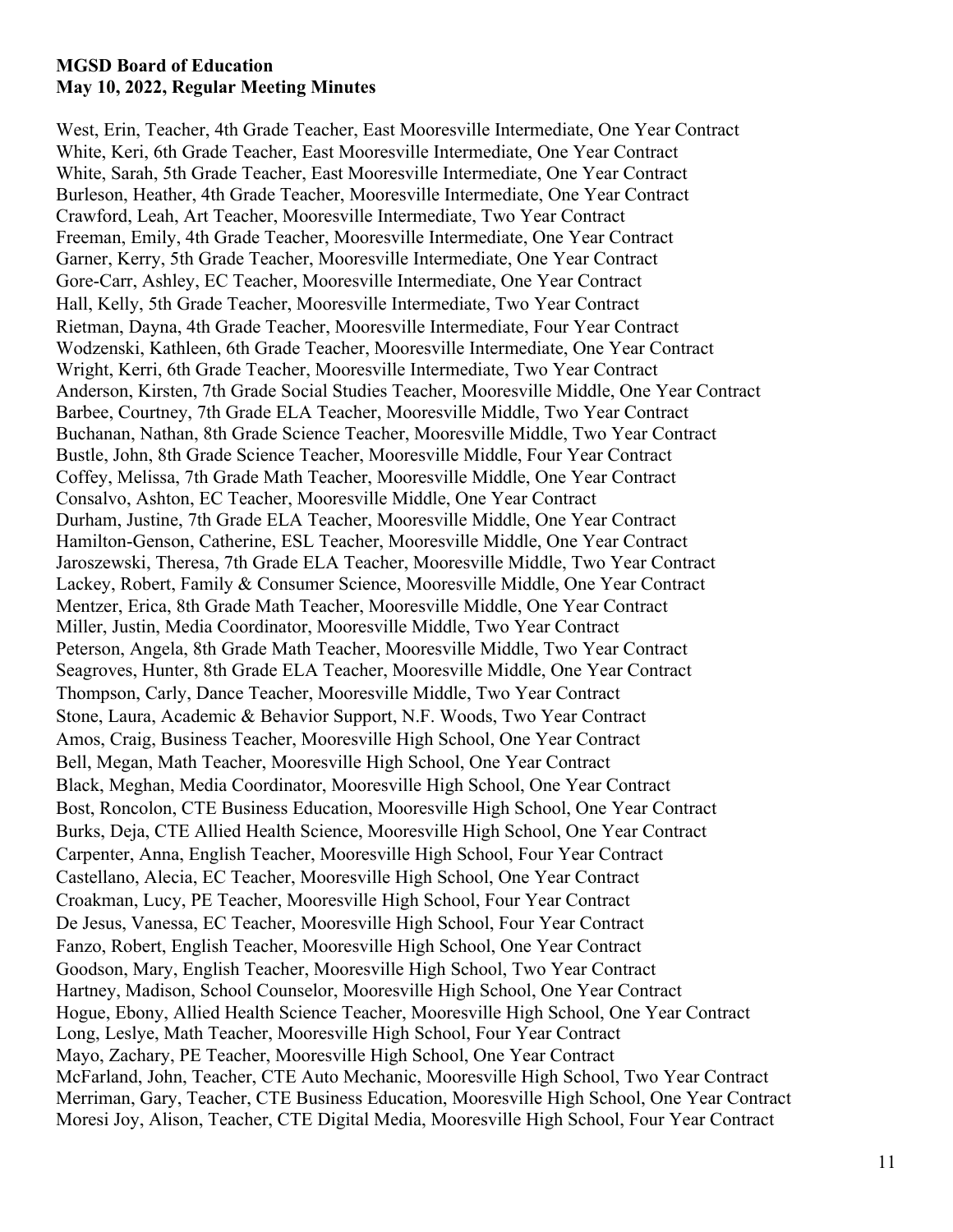West, Erin, Teacher, 4th Grade Teacher, East Mooresville Intermediate, One Year Contract
White, Keri, 6th Grade Teacher, East Mooresville Intermediate, One Year Contract
White, Sarah, 5th Grade Teacher, East Mooresville Intermediate, One Year Contract
Burleson, Heather, 4th Grade Teacher, Mooresville Intermediate, One Year Contract
Crawford, Leah, Art Teacher, Mooresville Intermediate, Two Year Contract
Freeman, Emily, 4th Grade Teacher, Mooresville Intermediate, One Year Contract
Garner, Kerry, 5th Grade Teacher, Mooresville Intermediate, One Year Contract
Gore-Carr, Ashley, EC Teacher, Mooresville Intermediate, One Year Contract
Hall, Kelly, 5th Grade Teacher, Mooresville Intermediate, Two Year Contract
Rietman, Dayna, 4th Grade Teacher, Mooresville Intermediate, Four Year Contract
Wodzenski, Kathleen, 6th Grade Teacher, Mooresville Intermediate, One Year Contract
Wright, Kerri, 6th Grade Teacher, Mooresville Intermediate, Two Year Contract
Anderson, Kirsten, 7th Grade Social Studies Teacher, Mooresville Middle, One Year Contract
Barbee, Courtney, 7th Grade ELA Teacher, Mooresville Middle, Two Year Contract
Buchanan, Nathan, 8th Grade Science Teacher, Mooresville Middle, Two Year Contract
Bustle, John, 8th Grade Science Teacher, Mooresville Middle, Four Year Contract
Coffey, Melissa, 7th Grade Math Teacher, Mooresville Middle, One Year Contract
Consalvo, Ashton, EC Teacher, Mooresville Middle, One Year Contract
Durham, Justine, 7th Grade ELA Teacher, Mooresville Middle, One Year Contract
Hamilton-Genson, Catherine, ESL Teacher, Mooresville Middle, One Year Contract
Jaroszewski, Theresa, 7th Grade ELA Teacher, Mooresville Middle, Two Year Contract
Lackey, Robert, Family & Consumer Science, Mooresville Middle, One Year Contract
Mentzer, Erica, 8th Grade Math Teacher, Mooresville Middle, One Year Contract
Miller, Justin, Media Coordinator, Mooresville Middle, Two Year Contract
Peterson, Angela, 8th Grade Math Teacher, Mooresville Middle, Two Year Contract
Seagroves, Hunter, 8th Grade ELA Teacher, Mooresville Middle, One Year Contract
Thompson, Carly, Dance Teacher, Mooresville Middle, Two Year Contract
Stone, Laura, Academic & Behavior Support, N.F. Woods, Two Year Contract
Amos, Craig, Business Teacher, Mooresville High School, One Year Contract
Bell, Megan, Math Teacher, Mooresville High School, One Year Contract
Black, Meghan, Media Coordinator, Mooresville High School, One Year Contract
Bost, Roncolon, CTE Business Education, Mooresville High School, One Year Contract
Burks, Deja, CTE Allied Health Science, Mooresville High School, One Year Contract
Carpenter, Anna, English Teacher, Mooresville High School, Four Year Contract
Castellano, Alecia, EC Teacher, Mooresville High School, One Year Contract
Croakman, Lucy, PE Teacher, Mooresville High School, Four Year Contract
De Jesus, Vanessa, EC Teacher, Mooresville High School, Four Year Contract
Fanzo, Robert, English Teacher, Mooresville High School, One Year Contract
Goodson, Mary, English Teacher, Mooresville High School, Two Year Contract
Hartney, Madison, School Counselor, Mooresville High School, One Year Contract
Hogue, Ebony, Allied Health Science Teacher, Mooresville High School, One Year Contract
Long, Leslye, Math Teacher, Mooresville High School, Four Year Contract
Mayo, Zachary, PE Teacher, Mooresville High School, One Year Contract
McFarland, John, Teacher, CTE Auto Mechanic, Mooresville High School, Two Year Contract
Merriman, Gary, Teacher, CTE Business Education, Mooresville High School, One Year Contract
Moresi Joy, Alison, Teacher, CTE Digital Media, Mooresville High School, Four Year Contract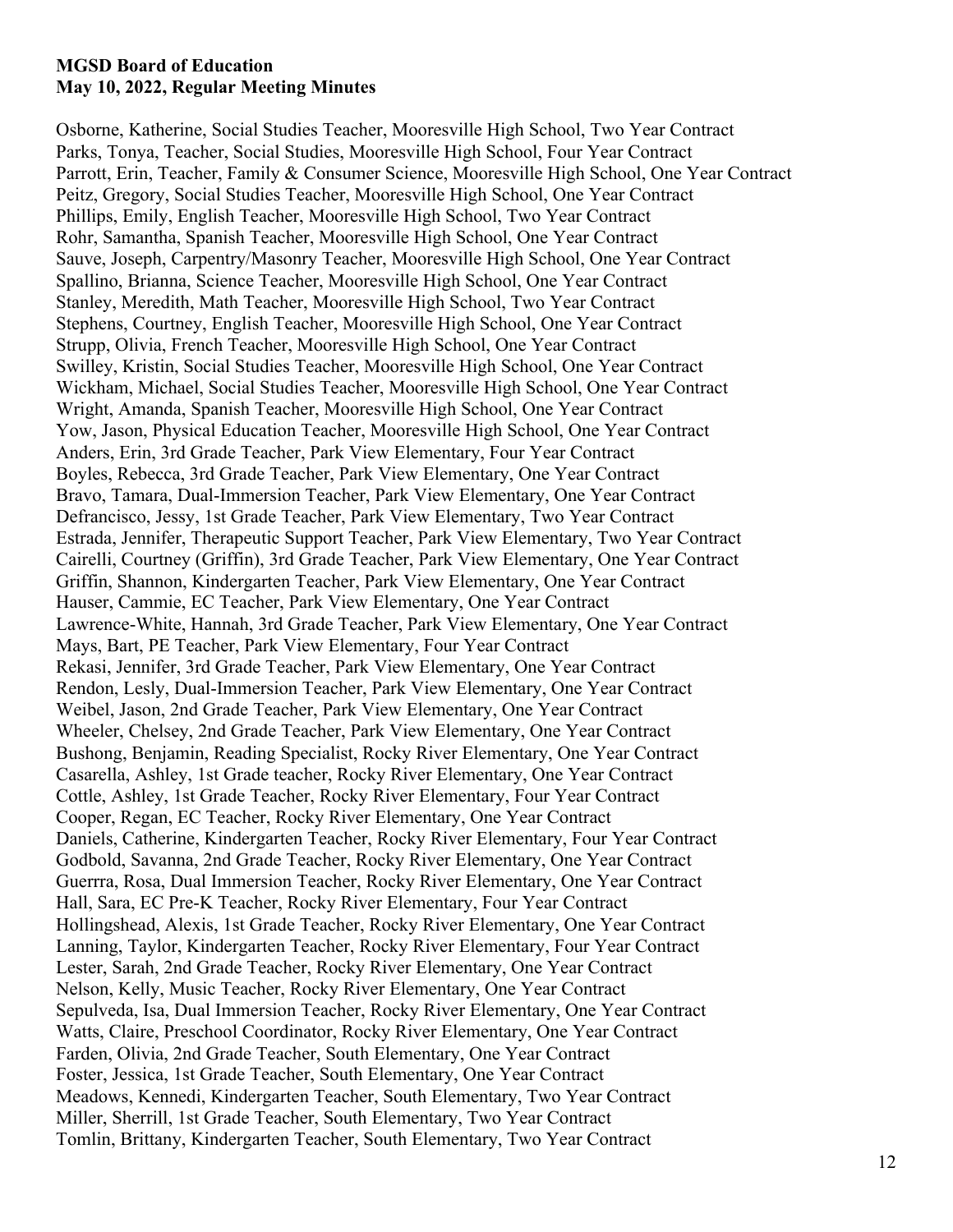Osborne, Katherine, Social Studies Teacher, Mooresville High School, Two Year Contract
Parks, Tonya, Teacher, Social Studies, Mooresville High School, Four Year Contract
Parrott, Erin, Teacher, Family & Consumer Science, Mooresville High School, One Year Contract
Peitz, Gregory, Social Studies Teacher, Mooresville High School, One Year Contract
Phillips, Emily, English Teacher, Mooresville High School, Two Year Contract
Rohr, Samantha, Spanish Teacher, Mooresville High School, One Year Contract
Sauve, Joseph, Carpentry/Masonry Teacher, Mooresville High School, One Year Contract
Spallino, Brianna, Science Teacher, Mooresville High School, One Year Contract
Stanley, Meredith, Math Teacher, Mooresville High School, Two Year Contract
Stephens, Courtney, English Teacher, Mooresville High School, One Year Contract
Strupp, Olivia, French Teacher, Mooresville High School, One Year Contract
Swilley, Kristin, Social Studies Teacher, Mooresville High School, One Year Contract
Wickham, Michael, Social Studies Teacher, Mooresville High School, One Year Contract
Wright, Amanda, Spanish Teacher, Mooresville High School, One Year Contract
Yow, Jason, Physical Education Teacher, Mooresville High School, One Year Contract
Anders, Erin, 3rd Grade Teacher, Park View Elementary, Four Year Contract
Boyles, Rebecca, 3rd Grade Teacher, Park View Elementary, One Year Contract
Bravo, Tamara, Dual-Immersion Teacher, Park View Elementary, One Year Contract
Defrancisco, Jessy, 1st Grade Teacher, Park View Elementary, Two Year Contract
Estrada, Jennifer, Therapeutic Support Teacher, Park View Elementary, Two Year Contract
Cairelli, Courtney (Griffin), 3rd Grade Teacher, Park View Elementary, One Year Contract
Griffin, Shannon, Kindergarten Teacher, Park View Elementary, One Year Contract
Hauser, Cammie, EC Teacher, Park View Elementary, One Year Contract
Lawrence-White, Hannah, 3rd Grade Teacher, Park View Elementary, One Year Contract
Mays, Bart, PE Teacher, Park View Elementary, Four Year Contract
Rekasi, Jennifer, 3rd Grade Teacher, Park View Elementary, One Year Contract
Rendon, Lesly, Dual-Immersion Teacher, Park View Elementary, One Year Contract
Weibel, Jason, 2nd Grade Teacher, Park View Elementary, One Year Contract
Wheeler, Chelsey, 2nd Grade Teacher, Park View Elementary, One Year Contract
Bushong, Benjamin, Reading Specialist, Rocky River Elementary, One Year Contract
Casarella, Ashley, 1st Grade teacher, Rocky River Elementary, One Year Contract
Cottle, Ashley, 1st Grade Teacher, Rocky River Elementary, Four Year Contract
Cooper, Regan, EC Teacher, Rocky River Elementary, One Year Contract
Daniels, Catherine, Kindergarten Teacher, Rocky River Elementary, Four Year Contract
Godbold, Savanna, 2nd Grade Teacher, Rocky River Elementary, One Year Contract
Guerrra, Rosa, Dual Immersion Teacher, Rocky River Elementary, One Year Contract
Hall, Sara, EC Pre-K Teacher, Rocky River Elementary, Four Year Contract
Hollingshead, Alexis, 1st Grade Teacher, Rocky River Elementary, One Year Contract
Lanning, Taylor, Kindergarten Teacher, Rocky River Elementary, Four Year Contract
Lester, Sarah, 2nd Grade Teacher, Rocky River Elementary, One Year Contract
Nelson, Kelly, Music Teacher, Rocky River Elementary, One Year Contract
Sepulveda, Isa, Dual Immersion Teacher, Rocky River Elementary, One Year Contract
Watts, Claire, Preschool Coordinator, Rocky River Elementary, One Year Contract
Farden, Olivia, 2nd Grade Teacher, South Elementary, One Year Contract
Foster, Jessica, 1st Grade Teacher, South Elementary, One Year Contract
Meadows, Kennedi, Kindergarten Teacher, South Elementary, Two Year Contract
Miller, Sherrill, 1st Grade Teacher, South Elementary, Two Year Contract
Tomlin, Brittany, Kindergarten Teacher, South Elementary, Two Year Contract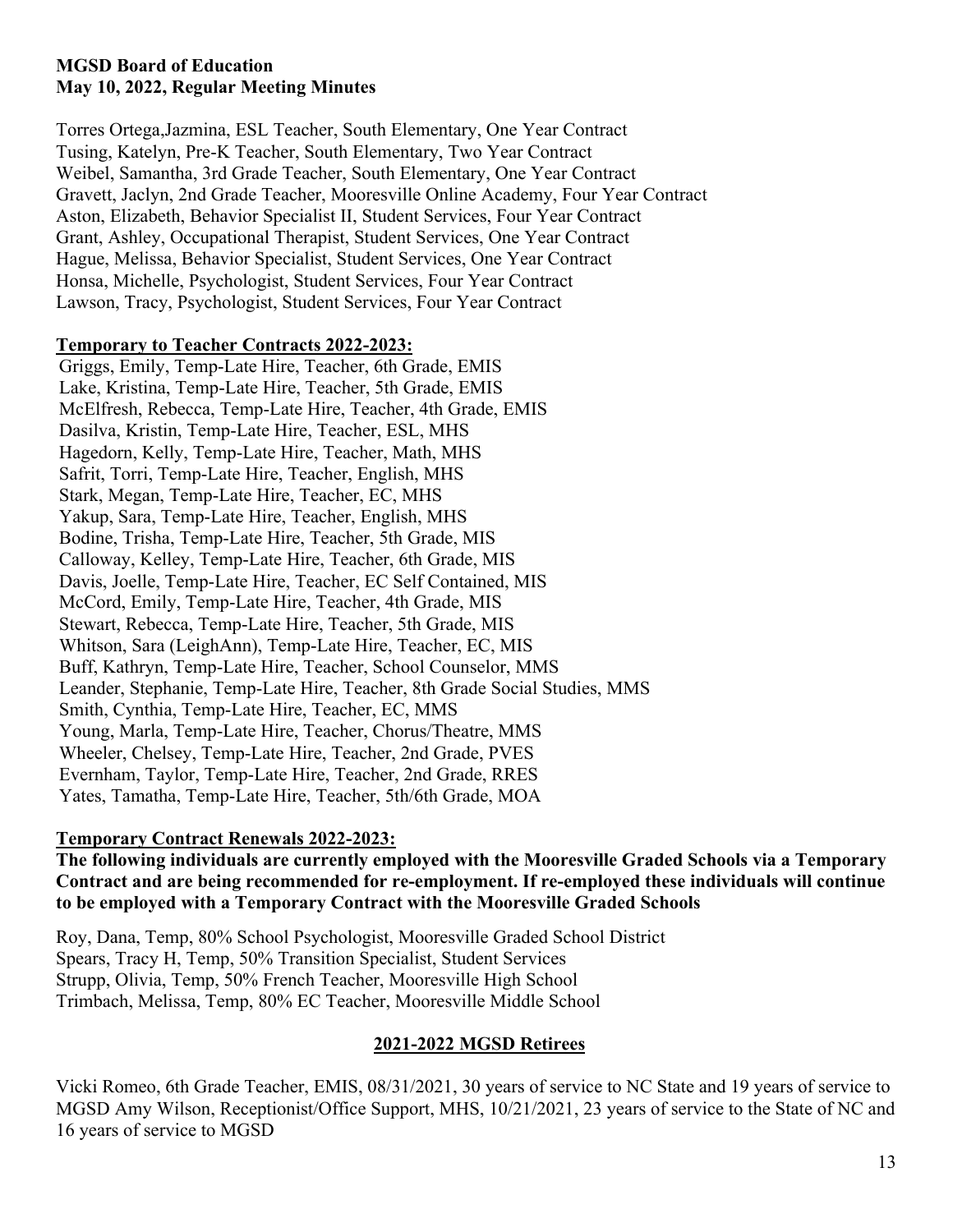**MGSD Board of Education**
**May 10, 2022, Regular Meeting Minutes**

Torres Ortega,Jazmina, ESL Teacher, South Elementary, One Year Contract
Tusing, Katelyn, Pre-K Teacher, South Elementary, Two Year Contract
Weibel, Samantha, 3rd Grade Teacher, South Elementary, One Year Contract
Gravett, Jaclyn, 2nd Grade Teacher, Mooresville Online Academy, Four Year Contract
Aston, Elizabeth, Behavior Specialist II, Student Services, Four Year Contract
Grant, Ashley, Occupational Therapist, Student Services, One Year Contract
Hague, Melissa, Behavior Specialist, Student Services, One Year Contract
Honsa, Michelle, Psychologist, Student Services, Four Year Contract
Lawson, Tracy, Psychologist, Student Services, Four Year Contract

**Temporary to Teacher Contracts 2022-2023:**

Griggs, Emily, Temp-Late Hire, Teacher, 6th Grade, EMIS
Lake, Kristina, Temp-Late Hire, Teacher, 5th Grade, EMIS
McElfresh, Rebecca, Temp-Late Hire, Teacher, 4th Grade, EMIS
Dasilva, Kristin, Temp-Late Hire, Teacher, ESL, MHS
Hagedorn, Kelly, Temp-Late Hire, Teacher, Math, MHS
Safrit, Torri, Temp-Late Hire, Teacher, English, MHS
Stark, Megan, Temp-Late Hire, Teacher, EC, MHS
Yakup, Sara, Temp-Late Hire, Teacher, English, MHS
Bodine, Trisha, Temp-Late Hire, Teacher, 5th Grade, MIS
Calloway, Kelley, Temp-Late Hire, Teacher, 6th Grade, MIS
Davis, Joelle, Temp-Late Hire, Teacher, EC Self Contained, MIS
McCord, Emily, Temp-Late Hire, Teacher, 4th Grade, MIS
Stewart, Rebecca, Temp-Late Hire, Teacher, 5th Grade, MIS
Whitson, Sara (LeighAnn), Temp-Late Hire, Teacher, EC, MIS
Buff, Kathryn, Temp-Late Hire, Teacher, School Counselor, MMS
Leander, Stephanie, Temp-Late Hire, Teacher, 8th Grade Social Studies, MMS
Smith, Cynthia, Temp-Late Hire, Teacher, EC, MMS
Young, Marla, Temp-Late Hire, Teacher, Chorus/Theatre, MMS
Wheeler, Chelsey, Temp-Late Hire, Teacher, 2nd Grade, PVES
Evernham, Taylor, Temp-Late Hire, Teacher, 2nd Grade, RRES
Yates, Tamatha, Temp-Late Hire, Teacher, 5th/6th Grade, MOA

**Temporary Contract Renewals 2022-2023:**

**The following individuals are currently employed with the Mooresville Graded Schools via a Temporary Contract and are being recommended for re-employment. If re-employed these individuals will continue to be employed with a Temporary Contract with the Mooresville Graded Schools**

Roy, Dana, Temp, 80% School Psychologist, Mooresville Graded School District
Spears, Tracy H, Temp, 50% Transition Specialist, Student Services
Strupp, Olivia, Temp, 50% French Teacher, Mooresville High School
Trimbach, Melissa, Temp, 80% EC Teacher, Mooresville Middle School

**2021-2022 MGSD Retirees**

Vicki Romeo, 6th Grade Teacher, EMIS, 08/31/2021, 30 years of service to NC State and 19 years of service to MGSD Amy Wilson, Receptionist/Office Support, MHS, 10/21/2021, 23 years of service to the State of NC and 16 years of service to MGSD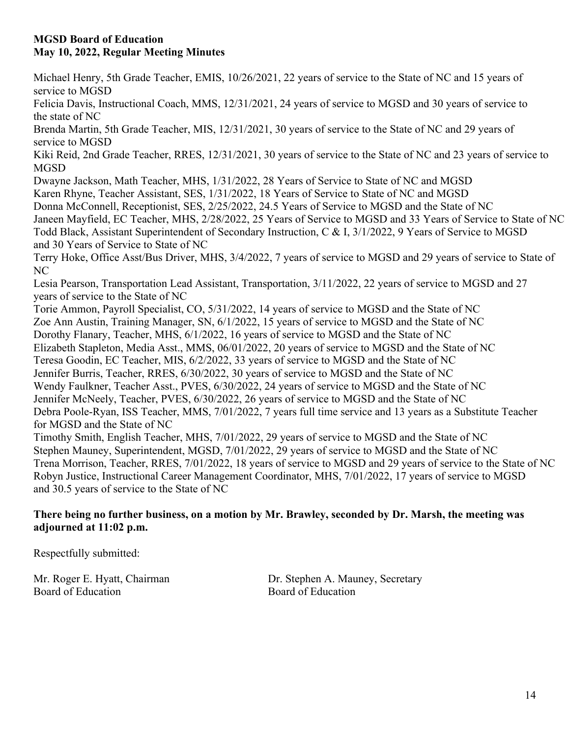**MGSD Board of Education**
**May 10, 2022, Regular Meeting Minutes**

Michael Henry, 5th Grade Teacher, EMIS, 10/26/2021, 22 years of service to the State of NC and 15 years of service to MGSD
Felicia Davis, Instructional Coach, MMS, 12/31/2021, 24 years of service to MGSD and 30 years of service to the state of NC
Brenda Martin, 5th Grade Teacher, MIS, 12/31/2021, 30 years of service to the State of NC and 29 years of service to MGSD
Kiki Reid, 2nd Grade Teacher, RRES, 12/31/2021, 30 years of service to the State of NC and 23 years of service to MGSD
Dwayne Jackson, Math Teacher, MHS, 1/31/2022, 28 Years of Service to State of NC and MGSD
Karen Rhyne, Teacher Assistant, SES, 1/31/2022, 18 Years of Service to State of NC and MGSD
Donna McConnell, Receptionist, SES, 2/25/2022, 24.5 Years of Service to MGSD and the State of NC
Janeen Mayfield, EC Teacher, MHS, 2/28/2022, 25 Years of Service to MGSD and 33 Years of Service to State of NC
Todd Black, Assistant Superintendent of Secondary Instruction, C & I, 3/1/2022, 9 Years of Service to MGSD and 30 Years of Service to State of NC
Terry Hoke, Office Asst/Bus Driver, MHS, 3/4/2022, 7 years of service to MGSD and 29 years of service to State of NC
Lesia Pearson, Transportation Lead Assistant, Transportation, 3/11/2022, 22 years of service to MGSD and 27 years of service to the State of NC
Torie Ammon, Payroll Specialist, CO, 5/31/2022, 14 years of service to MGSD and the State of NC
Zoe Ann Austin, Training Manager, SN, 6/1/2022, 15 years of service to MGSD and the State of NC
Dorothy Flanary, Teacher, MHS, 6/1/2022, 16 years of service to MGSD and the State of NC
Elizabeth Stapleton, Media Asst., MMS, 06/01/2022, 20 years of service to MGSD and the State of NC
Teresa Goodin, EC Teacher, MIS, 6/2/2022, 33 years of service to MGSD and the State of NC
Jennifer Burris, Teacher, RRES, 6/30/2022, 30 years of service to MGSD and the State of NC
Wendy Faulkner, Teacher Asst., PVES, 6/30/2022, 24 years of service to MGSD and the State of NC
Jennifer McNeely, Teacher, PVES, 6/30/2022, 26 years of service to MGSD and the State of NC
Debra Poole-Ryan, ISS Teacher, MMS, 7/01/2022, 7 years full time service and 13 years as a Substitute Teacher for MGSD and the State of NC
Timothy Smith, English Teacher, MHS, 7/01/2022, 29 years of service to MGSD and the State of NC
Stephen Mauney, Superintendent, MGSD, 7/01/2022, 29 years of service to MGSD and the State of NC
Trena Morrison, Teacher, RRES, 7/01/2022, 18 years of service to MGSD and 29 years of service to the State of NC
Robyn Justice, Instructional Career Management Coordinator, MHS, 7/01/2022, 17 years of service to MGSD and 30.5 years of service to the State of NC

**There being no further business, on a motion by Mr. Brawley, seconded by Dr. Marsh, the meeting was adjourned at 11:02 p.m.**

Respectfully submitted:

Mr. Roger E. Hyatt, Chairman
Board of Education

Dr. Stephen A. Mauney, Secretary
Board of Education